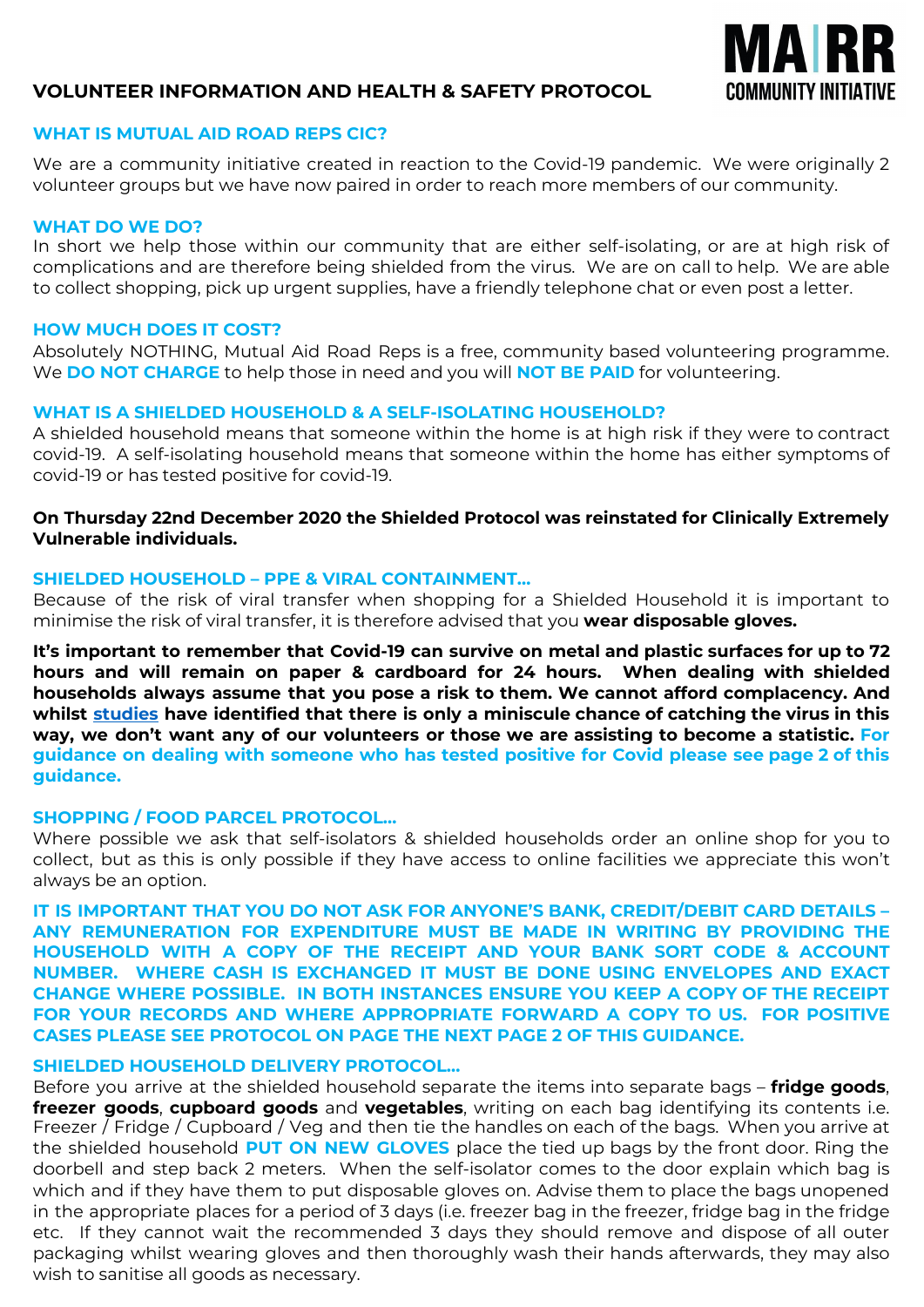# VOLUNTEER INFORMATION AND HEALTH & SAFETY PROTOCOL

MA|RR COMMUNITY INITIATIVE

## WHAT IS MUTUAL AID ROAD REPS CIC?

We are a community initiative created in reaction to the Covid-19 pandemic. We were originally 2 volunteer groups but we have now paired in order to reach more members of our community.

## WHAT DO WE DO?

In short we help those within our community that are either self-isolating, or are at high risk of complications and are therefore being shielded from the virus. We are on call to help. We are able to collect shopping, pick up urgent supplies, have a friendly telephone chat or even post a letter.

## HOW MUCH DOES IT COST?

Absolutely NOTHING, Mutual Aid Road Reps is a free, community based volunteering programme. We **DO NOT CHARGE** to help those in need and you will **NOT BE PAID** for volunteering.

## WHAT IS A SHIELDED HOUSEHOLD & A SELF-ISOLATING HOUSEHOLD?

A shielded household means that someone within the home is at high risk if they were to contract covid-19. A self-isolating household means that someone within the home has either symptoms of covid-19 or has tested positive for covid-19.

**On Thursday 22nd December 2020 the Shielded Protocol was reinstated for Clinically Extremely Vulnerable individuals.**

## SHIELDED HOUSEHOLD – PPE & VIRAL CONTAINMENT…

Because of the risk of viral transfer when shopping for a Shielded Household it is important to minimise the risk of viral transfer, it is therefore advised that you **wear disposable gloves.**

**It's important to remember that Covid-19 can survive on metal and plastic surfaces for up to 72 hours and will remain on paper & cardboard for 24 hours. When dealing with shielded households always assume that you pose a risk to them. We cannot afford complacency. And whilst studies have identified that there is only a miniscule chance of catching the virus in this way, we don't want any of our volunteers or those we are assisting to become a statistic. For guidance on dealing with someone who has tested positive for Covid please see page 2 of this guidance.**

## SHOPPING / FOOD PARCEL PROTOCOL…

Where possible we ask that self-isolators & shielded households order an online shop for you to collect, but as this is only possible if they have access to online facilities we appreciate this won't always be an option.

**IT IS IMPORTANT THAT YOU DO NOT ASK FOR ANYONE'S BANK, CREDIT/DEBIT CARD DETAILS – ANY REMUNERATION FOR EXPENDITURE MUST BE MADE IN WRITING BY PROVIDING THE HOUSEHOLD WITH A COPY OF THE RECEIPT AND YOUR BANK SORT CODE & ACCOUNT NUMBER. WHERE CASH IS EXCHANGED IT MUST BE DONE USING ENVELOPES AND EXACT CHANGE WHERE POSSIBLE. IN BOTH INSTANCES ENSURE YOU KEEP A COPY OF THE RECEIPT FOR YOUR RECORDS AND WHERE APPROPRIATE FORWARD A COPY TO US. FOR POSITIVE CASES PLEASE SEE PROTOCOL ON PAGE THE NEXT PAGE 2 OF THIS GUIDANCE.**

## SHIELDED HOUSEHOLD DELIVERY PROTOCOL…

Before you arrive at the shielded household separate the items into separate bags – **fridge goods**, **freezer goods**, **cupboard goods** and **vegetables**, writing on each bag identifying its contents i.e. Freezer / Fridge / Cupboard / Veg and then tie the handles on each of the bags. When you arrive at the shielded household **PUT ON NEW GLOVES** place the tied up bags by the front door. Ring the doorbell and step back 2 meters. When the self-isolator comes to the door explain which bag is which and if they have them to put disposable gloves on. Advise them to place the bags unopened in the appropriate places for a period of 3 days (i.e. freezer bag in the freezer, fridge bag in the fridge etc. If they cannot wait the recommended 3 days they should remove and dispose of all outer packaging whilst wearing gloves and then thoroughly wash their hands afterwards, they may also wish to sanitise all goods as necessary.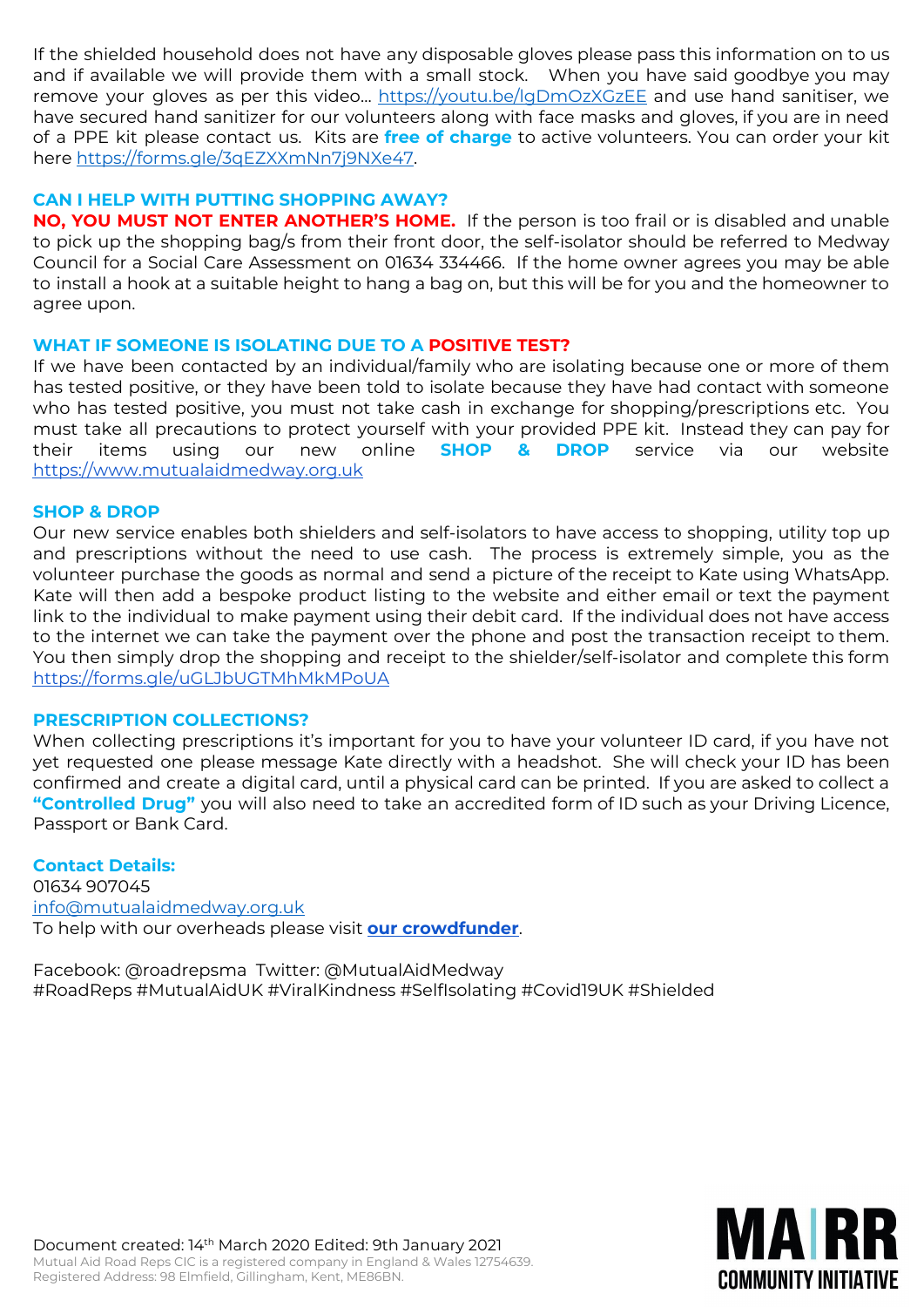If the shielded household does not have any disposable gloves please pass this information on to us and if available we will provide them with a small stock. When you have said goodbye you may remove your gloves as per this video... https://youtu.be/lgDmOzXGzEE and use hand sanitiser, we have secured hand sanitizer for our volunteers along with face masks and gloves, if you are in need of a PPE kit please contact us. Kits are **free of charge** to active volunteers. You can order your kit here https://forms.gle/3qEZXXmNn7j9NXe47.

## CAN I HELP WITH PUTTING SHOPPING AWAY?

**NO, YOU MUST NOT ENTER ANOTHER'S HOME.** If the person is too frail or is disabled and unable to pick up the shopping bag/s from their front door, the self-isolator should be referred to Medway Council for a Social Care Assessment on 01634 334466. If the home owner agrees you may be able to install a hook at a suitable height to hang a bag on, but this will be for you and the homeowner to agree upon.

## WHAT IF SOMEONE IS ISOLATING DUE TO A POSITIVE TEST?

If we have been contacted by an individual/family who are isolating because one or more of them has tested positive, or they have been told to isolate because they have had contact with someone who has tested positive, you must not take cash in exchange for shopping/prescriptions etc. You must take all precautions to protect yourself with your provided PPE kit. Instead they can pay for their items using our new online **SHOP & DROP** service via our website https://www.mutualaidmedway.org.uk

## SHOP & DROP

Our new service enables both shielders and self-isolators to have access to shopping, utility top up and prescriptions without the need to use cash. The process is extremely simple, you as the volunteer purchase the goods as normal and send a picture of the receipt to Kate using WhatsApp. Kate will then add a bespoke product listing to the website and either email or text the payment link to the individual to make payment using their debit card. If the individual does not have access to the internet we can take the payment over the phone and post the transaction receipt to them. You then simply drop the shopping and receipt to the shielder/self-isolator and complete this form https://forms.gle/uGLJbUGTMhMkMPoUA

## PRESCRIPTION COLLECTIONS?

When collecting prescriptions it's important for you to have your volunteer ID card, if you have not yet requested one please message Kate directly with a headshot. She will check your ID has been confirmed and create a digital card, until a physical card can be printed. If you are asked to collect a **"Controlled Drug"** you will also need to take an accredited form of ID such as your Driving Licence, Passport or Bank Card.

**Contact Details:**
01634 907045
info@mutualaidmedway.org.uk
To help with our overheads please visit **our crowdfunder**.

Facebook: @roadrepsma Twitter: @MutualAidMedway
#RoadReps #MutualAidUK #ViralKindness #SelfIsolating #Covid19UK #Shielded

Document created: 14th March 2020 Edited: 9th January 2021
Mutual Aid Road Reps CIC is a registered company in England & Wales 12754639.
Registered Address: 98 Elmfield, Gillingham, Kent, ME86BN.

MA|RR
COMMUNITY INITIATIVE